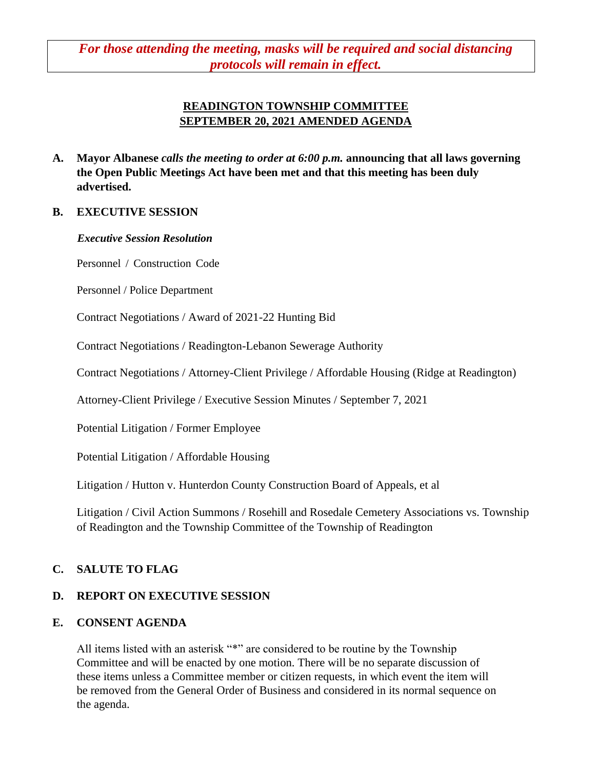***For those attending the meeting, masks will be required and social distancing protocols will remain in effect.***

## READINGTON TOWNSHIP COMMITTEE
## SEPTEMBER 20, 2021 AMENDED AGENDA

**A. Mayor Albanese** ***calls the meeting to order at 6:00 p.m.*** **announcing that all laws governing the Open Public Meetings Act have been met and that this meeting has been duly advertised.**

**B. EXECUTIVE SESSION**

***Executive Session Resolution***

Personnel / Construction Code

Personnel / Police Department

Contract Negotiations / Award of 2021-22 Hunting Bid

Contract Negotiations / Readington-Lebanon Sewerage Authority

Contract Negotiations / Attorney-Client Privilege / Affordable Housing (Ridge at Readington)

Attorney-Client Privilege / Executive Session Minutes / September 7, 2021

Potential Litigation / Former Employee

Potential Litigation / Affordable Housing

Litigation / Hutton v. Hunterdon County Construction Board of Appeals, et al

Litigation / Civil Action Summons / Rosehill and Rosedale Cemetery Associations vs. Township of Readington and the Township Committee of the Township of Readington

**C. SALUTE TO FLAG**

**D. REPORT ON EXECUTIVE SESSION**

**E. CONSENT AGENDA**

All items listed with an asterisk "*" are considered to be routine by the Township Committee and will be enacted by one motion. There will be no separate discussion of these items unless a Committee member or citizen requests, in which event the item will be removed from the General Order of Business and considered in its normal sequence on the agenda.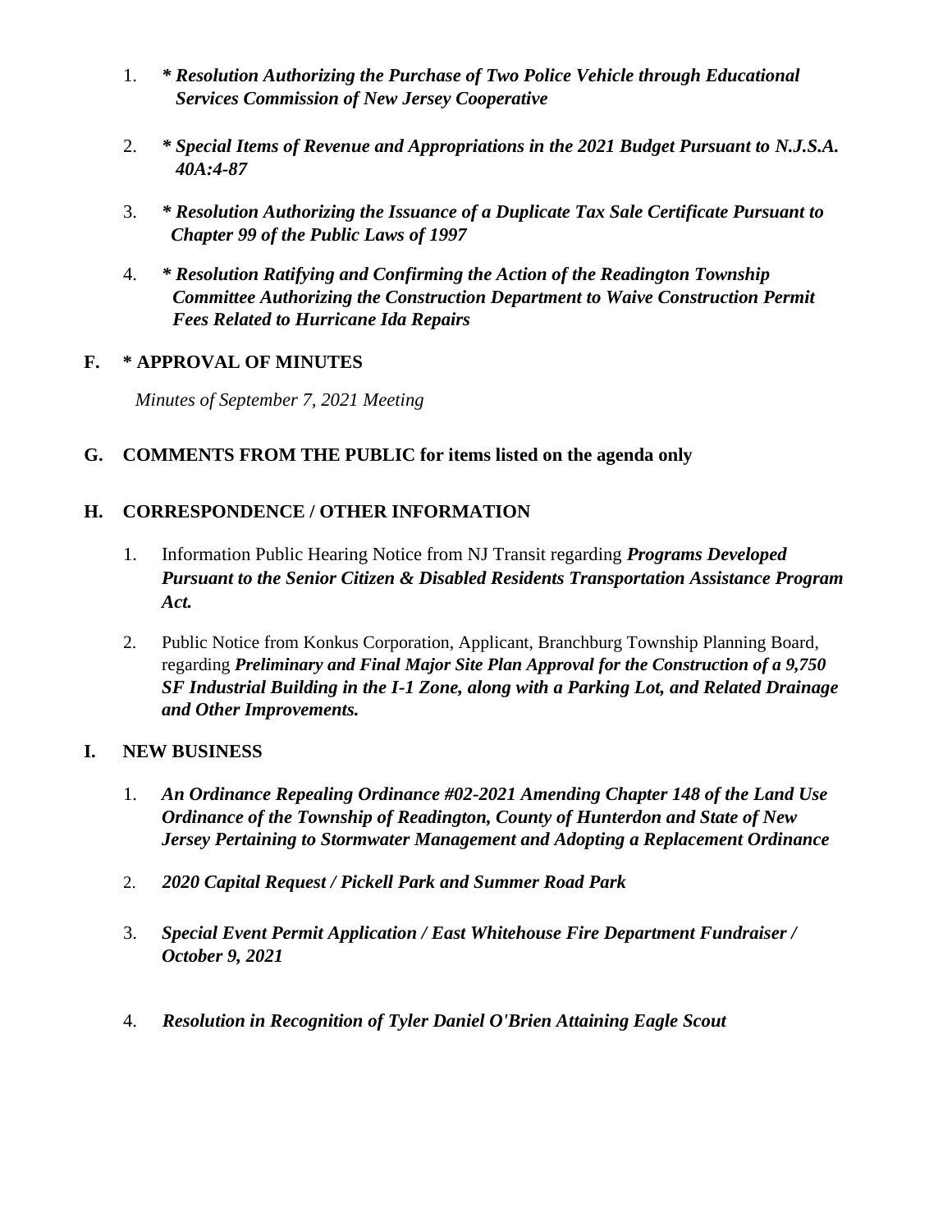1. ***\* Resolution Authorizing the Purchase of Two Police Vehicle through Educational Services Commission of New Jersey Cooperative***

2. ***\* Special Items of Revenue and Appropriations in the 2021 Budget Pursuant to N.J.S.A. 40A:4-87***

3. ***\* Resolution Authorizing the Issuance of a Duplicate Tax Sale Certificate Pursuant to Chapter 99 of the Public Laws of 1997***

4. ***\* Resolution Ratifying and Confirming the Action of the Readington Township Committee Authorizing the Construction Department to Waive Construction Permit Fees Related to Hurricane Ida Repairs***

**F. \* APPROVAL OF MINUTES**

*Minutes of September 7, 2021 Meeting*

**G. COMMENTS FROM THE PUBLIC for items listed on the agenda only**

**H. CORRESPONDENCE / OTHER INFORMATION**

1. Information Public Hearing Notice from NJ Transit regarding ***Programs Developed Pursuant to the Senior Citizen & Disabled Residents Transportation Assistance Program Act.***

2. Public Notice from Konkus Corporation, Applicant, Branchburg Township Planning Board, regarding ***Preliminary and Final Major Site Plan Approval for the Construction of a 9,750 SF Industrial Building in the I-1 Zone, along with a Parking Lot, and Related Drainage and Other Improvements.***

**I. NEW BUSINESS**

1. ***An Ordinance Repealing Ordinance #02-2021 Amending Chapter 148 of the Land Use Ordinance of the Township of Readington, County of Hunterdon and State of New Jersey Pertaining to Stormwater Management and Adopting a Replacement Ordinance***

2. ***2020 Capital Request / Pickell Park and Summer Road Park***

3. ***Special Event Permit Application / East Whitehouse Fire Department Fundraiser / October 9, 2021***

4. ***Resolution in Recognition of Tyler Daniel O'Brien Attaining Eagle Scout***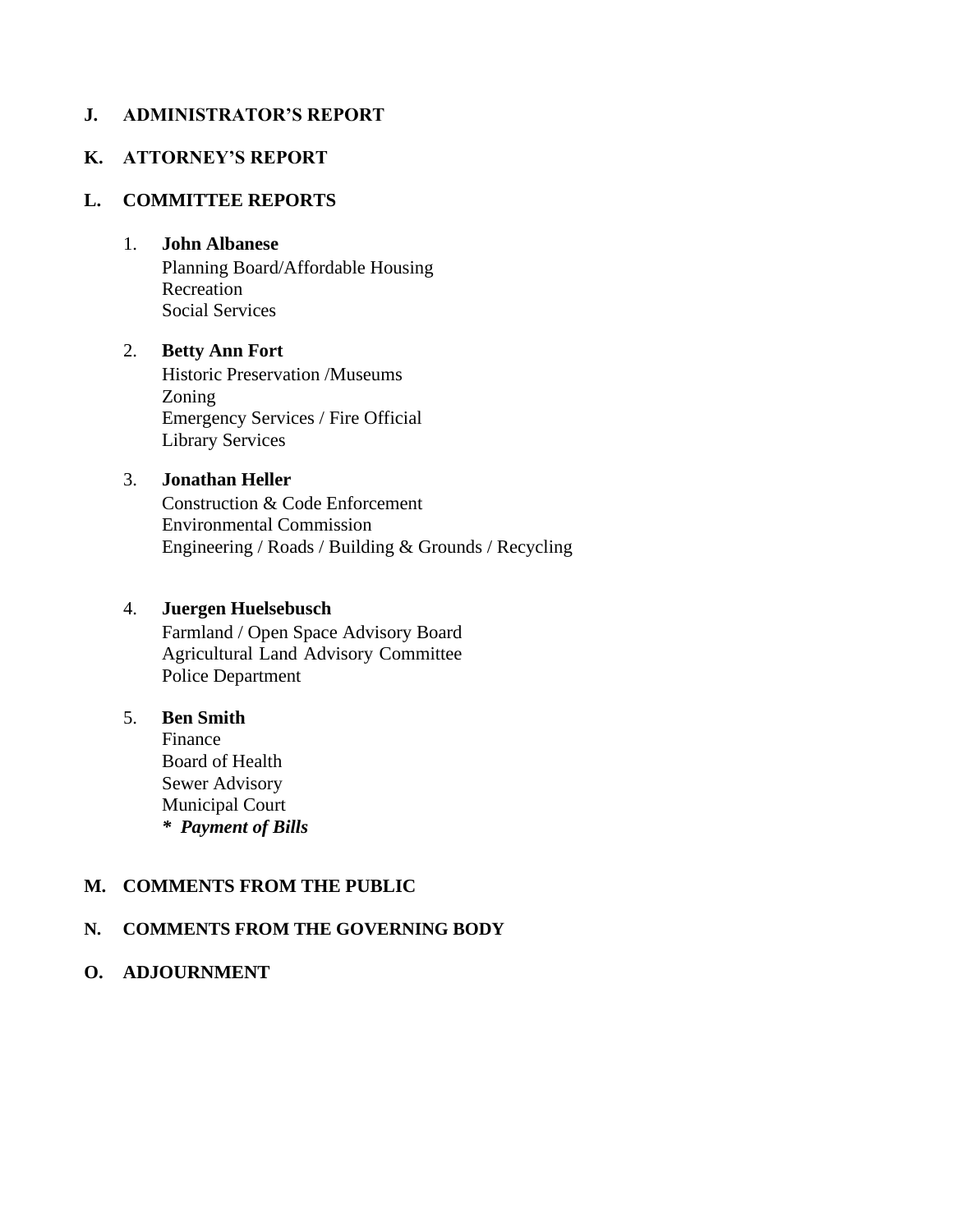**J. ADMINISTRATOR'S REPORT**

**K. ATTORNEY'S REPORT**

**L. COMMITTEE REPORTS**

1. **John Albanese**
   Planning Board/Affordable Housing
   Recreation
   Social Services

2. **Betty Ann Fort**
   Historic Preservation /Museums
   Zoning
   Emergency Services / Fire Official
   Library Services

3. **Jonathan Heller**
   Construction & Code Enforcement
   Environmental Commission
   Engineering / Roads / Building & Grounds / Recycling

4. **Juergen Huelsebusch**
   Farmland / Open Space Advisory Board
   Agricultural Land Advisory Committee
   Police Department

5. **Ben Smith**
   Finance
   Board of Health
   Sewer Advisory
   Municipal Court
   ***\* Payment of Bills***

**M. COMMENTS FROM THE PUBLIC**

**N. COMMENTS FROM THE GOVERNING BODY**

**O. ADJOURNMENT**